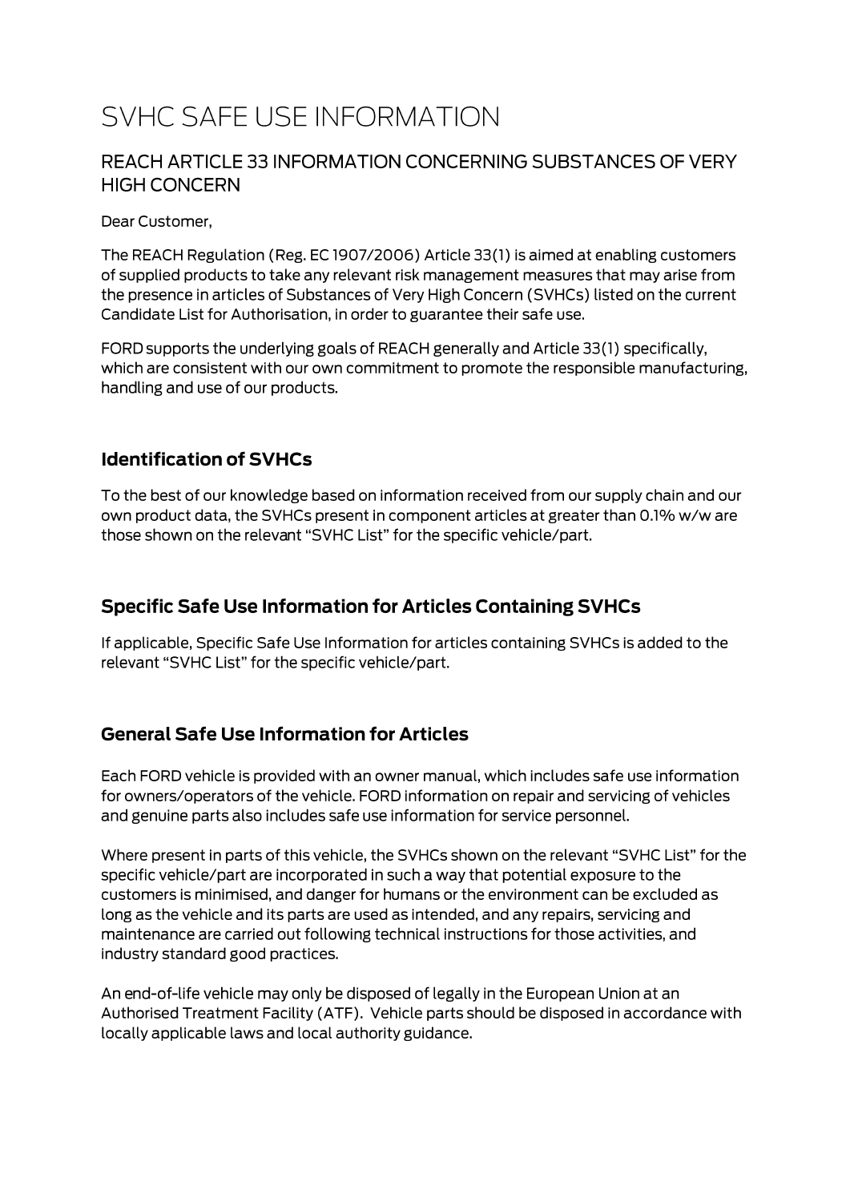# SVHC SAFE USE INFORMATION

## REACH ARTICLE 33 INFORMATION CONCERNING SUBSTANCES OF VERY HIGH CONCERN

Dear Customer,

The REACH Regulation (Reg. EC 1907/2006) Article 33(1) is aimed at enabling customers of supplied products to take any relevant risk management measures that may arise from the presence in articles of Substances of Very High Concern (SVHCs) listed on the current Candidate List for Authorisation, in order to guarantee their safe use.

FORD supports the underlying goals of REACH generally and Article 33(1) specifically, which are consistent with our own commitment to promote the responsible manufacturing, handling and use of our products.

### Identification of SVHCs

To the best of our knowledge based on information received from our supply chain and our own product data, the SVHCs present in component articles at greater than 0.1% w/w are those shown on the relevant "SVHC List" for the specific vehicle/part.

### Specific Safe Use Information for Articles Containing SVHCs

If applicable, Specific Safe Use Information for articles containing SVHCs is added to the relevant "SVHC List" for the specific vehicle/part.

### General Safe Use Information for Articles

Each FORD vehicle is provided with an owner manual, which includes safe use information for owners/operators of the vehicle. FORD information on repair and servicing of vehicles and genuine parts also includes safe use information for service personnel.

Where present in parts of this vehicle, the SVHCs shown on the relevant "SVHC List" for the specific vehicle/part are incorporated in such a way that potential exposure to the customers is minimised, and danger for humans or the environment can be excluded as long as the vehicle and its parts are used as intended, and any repairs, servicing and maintenance are carried out following technical instructions for those activities, and industry standard good practices.

An end-of-life vehicle may only be disposed of legally in the European Union at an Authorised Treatment Facility (ATF). Vehicle parts should be disposed in accordance with locally applicable laws and local authority guidance.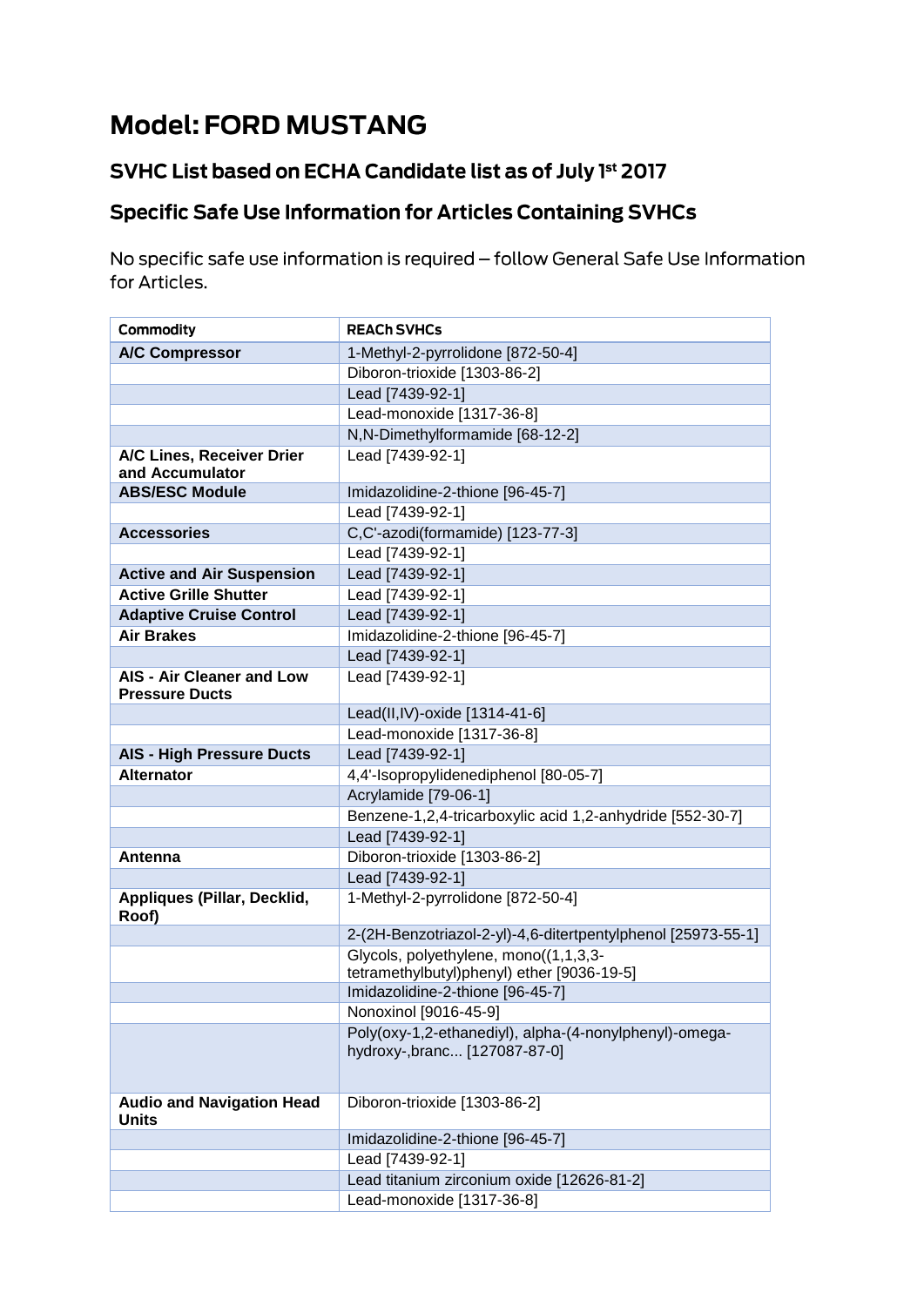# Model: FORD MUSTANG

## SVHC List based on ECHA Candidate list as of July 1st 2017

## Specific Safe Use Information for Articles Containing SVHCs

No specific safe use information is required – follow General Safe Use Information for Articles.

| Commodity | REACh SVHCs |
|---|---|
| **A/C Compressor** | 1-Methyl-2-pyrrolidone [872-50-4] |
| | Diboron-trioxide [1303-86-2] |
| | Lead [7439-92-1] |
| | Lead-monoxide [1317-36-8] |
| | N,N-Dimethylformamide [68-12-2] |
| **A/C Lines, Receiver Drier and Accumulator** | Lead [7439-92-1] |
| **ABS/ESC Module** | Imidazolidine-2-thione [96-45-7] |
| | Lead [7439-92-1] |
| **Accessories** | C,C'-azodi(formamide) [123-77-3] |
| | Lead [7439-92-1] |
| **Active and Air Suspension** | Lead [7439-92-1] |
| **Active Grille Shutter** | Lead [7439-92-1] |
| **Adaptive Cruise Control** | Lead [7439-92-1] |
| **Air Brakes** | Imidazolidine-2-thione [96-45-7] |
| | Lead [7439-92-1] |
| **AIS - Air Cleaner and Low Pressure Ducts** | Lead [7439-92-1] |
| | Lead(II,IV)-oxide [1314-41-6] |
| | Lead-monoxide [1317-36-8] |
| **AIS - High Pressure Ducts** | Lead [7439-92-1] |
| **Alternator** | 4,4'-Isopropylidenediphenol [80-05-7] |
| | Acrylamide [79-06-1] |
| | Benzene-1,2,4-tricarboxylic acid 1,2-anhydride [552-30-7] |
| | Lead [7439-92-1] |
| **Antenna** | Diboron-trioxide [1303-86-2] |
| | Lead [7439-92-1] |
| **Appliques (Pillar, Decklid, Roof)** | 1-Methyl-2-pyrrolidone [872-50-4] |
| | 2-(2H-Benzotriazol-2-yl)-4,6-ditertpentylphenol [25973-55-1] |
| | Glycols, polyethylene, mono((1,1,3,3-tetramethylbutyl)phenyl) ether [9036-19-5] |
| | Imidazolidine-2-thione [96-45-7] |
| | Nonoxinol [9016-45-9] |
| | Poly(oxy-1,2-ethanediyl), alpha-(4-nonylphenyl)-omega-hydroxy-,branc... [127087-87-0] |
| **Audio and Navigation Head Units** | Diboron-trioxide [1303-86-2] |
| | Imidazolidine-2-thione [96-45-7] |
| | Lead [7439-92-1] |
| | Lead titanium zirconium oxide [12626-81-2] |
| | Lead-monoxide [1317-36-8] |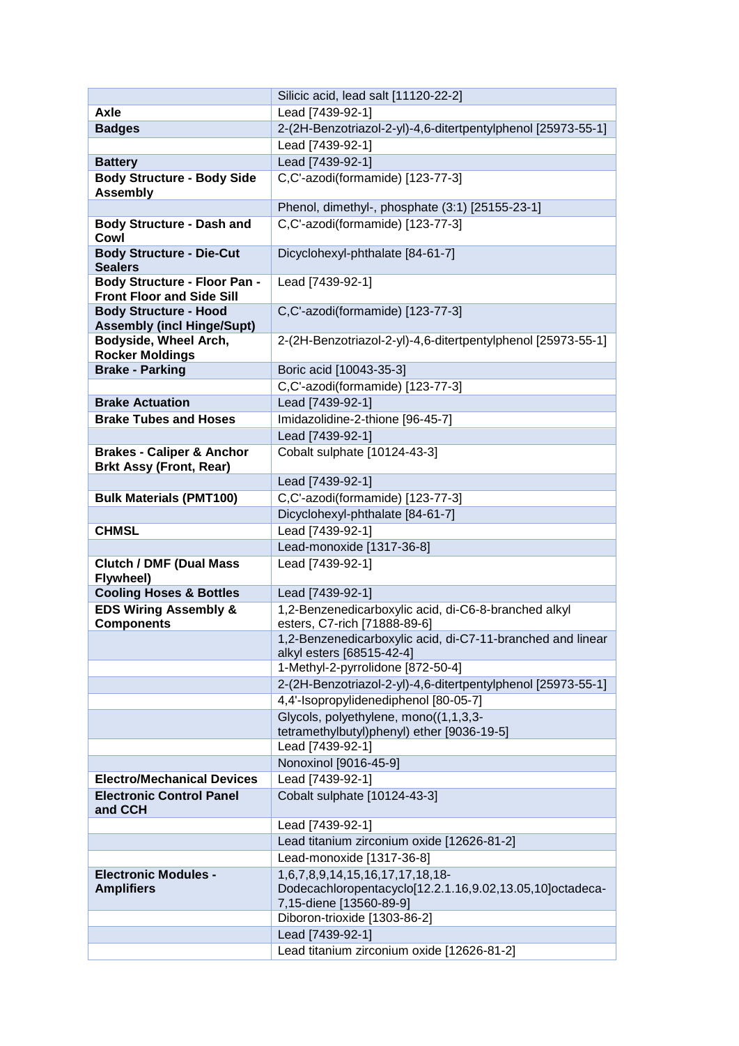| | |
|---|---|
| | Silicic acid, lead salt [11120-22-2] |
| **Axle** | Lead [7439-92-1] |
| **Badges** | 2-(2H-Benzotriazol-2-yl)-4,6-ditertpentylphenol [25973-55-1] |
| | Lead [7439-92-1] |
| **Battery** | Lead [7439-92-1] |
| **Body Structure - Body Side Assembly** | C,C'-azodi(formamide) [123-77-3] |
| | Phenol, dimethyl-, phosphate (3:1) [25155-23-1] |
| **Body Structure - Dash and Cowl** | C,C'-azodi(formamide) [123-77-3] |
| **Body Structure - Die-Cut Sealers** | Dicyclohexyl-phthalate [84-61-7] |
| **Body Structure - Floor Pan - Front Floor and Side Sill** | Lead [7439-92-1] |
| **Body Structure - Hood Assembly (incl Hinge/Supt)** | C,C'-azodi(formamide) [123-77-3] |
| **Bodyside, Wheel Arch, Rocker Moldings** | 2-(2H-Benzotriazol-2-yl)-4,6-ditertpentylphenol [25973-55-1] |
| **Brake - Parking** | Boric acid [10043-35-3] |
| | C,C'-azodi(formamide) [123-77-3] |
| **Brake Actuation** | Lead [7439-92-1] |
| **Brake Tubes and Hoses** | Imidazolidine-2-thione [96-45-7] |
| | Lead [7439-92-1] |
| **Brakes - Caliper & Anchor Brkt Assy (Front, Rear)** | Cobalt sulphate [10124-43-3] |
| | Lead [7439-92-1] |
| **Bulk Materials (PMT100)** | C,C'-azodi(formamide) [123-77-3] |
| | Dicyclohexyl-phthalate [84-61-7] |
| **CHMSL** | Lead [7439-92-1] |
| | Lead-monoxide [1317-36-8] |
| **Clutch / DMF (Dual Mass Flywheel)** | Lead [7439-92-1] |
| **Cooling Hoses & Bottles** | Lead [7439-92-1] |
| **EDS Wiring Assembly & Components** | 1,2-Benzenedicarboxylic acid, di-C6-8-branched alkyl esters, C7-rich [71888-89-6] |
| | 1,2-Benzenedicarboxylic acid, di-C7-11-branched and linear alkyl esters [68515-42-4] |
| | 1-Methyl-2-pyrrolidone [872-50-4] |
| | 2-(2H-Benzotriazol-2-yl)-4,6-ditertpentylphenol [25973-55-1] |
| | 4,4'-Isopropylidenediphenol [80-05-7] |
| | Glycols, polyethylene, mono((1,1,3,3-tetramethylbutyl)phenyl) ether [9036-19-5] |
| | Lead [7439-92-1] |
| | Nonoxinol [9016-45-9] |
| **Electro/Mechanical Devices** | Lead [7439-92-1] |
| **Electronic Control Panel and CCH** | Cobalt sulphate [10124-43-3] |
| | Lead [7439-92-1] |
| | Lead titanium zirconium oxide [12626-81-2] |
| | Lead-monoxide [1317-36-8] |
| **Electronic Modules - Amplifiers** | 1,6,7,8,9,14,15,16,17,17,18,18-Dodecachloropentacyclo[12.2.1.16,9.02,13.05,10]octadeca-7,15-diene [13560-89-9] |
| | Diboron-trioxide [1303-86-2] |
| | Lead [7439-92-1] |
| | Lead titanium zirconium oxide [12626-81-2] |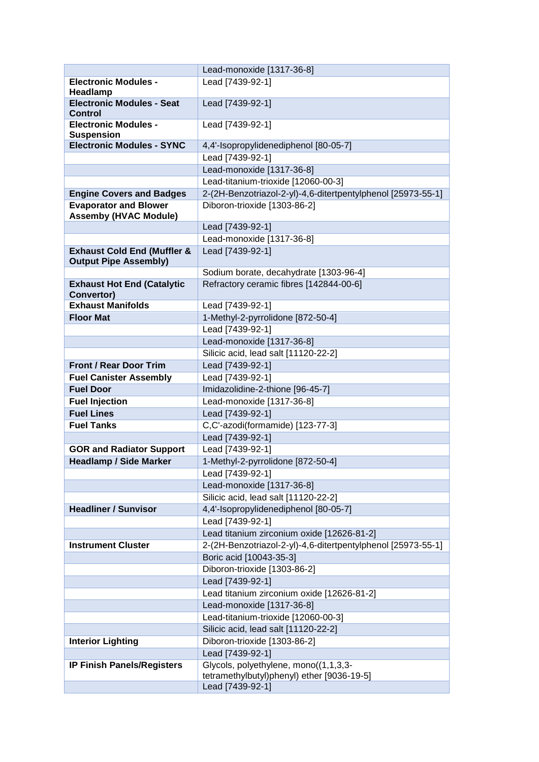| | |
|---|---|
| | Lead-monoxide [1317-36-8] |
| **Electronic Modules - Headlamp** | Lead [7439-92-1] |
| **Electronic Modules - Seat Control** | Lead [7439-92-1] |
| **Electronic Modules - Suspension** | Lead [7439-92-1] |
| **Electronic Modules - SYNC** | 4,4'-Isopropylidenediphenol [80-05-7] |
| | Lead [7439-92-1] |
| | Lead-monoxide [1317-36-8] |
| | Lead-titanium-trioxide [12060-00-3] |
| **Engine Covers and Badges** | 2-(2H-Benzotriazol-2-yl)-4,6-ditertpentylphenol [25973-55-1] |
| **Evaporator and Blower Assemby (HVAC Module)** | Diboron-trioxide [1303-86-2] |
| | Lead [7439-92-1] |
| | Lead-monoxide [1317-36-8] |
| **Exhaust Cold End (Muffler & Output Pipe Assembly)** | Lead [7439-92-1] |
| | Sodium borate, decahydrate [1303-96-4] |
| **Exhaust Hot End (Catalytic Convertor)** | Refractory ceramic fibres [142844-00-6] |
| **Exhaust Manifolds** | Lead [7439-92-1] |
| **Floor Mat** | 1-Methyl-2-pyrrolidone [872-50-4] |
| | Lead [7439-92-1] |
| | Lead-monoxide [1317-36-8] |
| | Silicic acid, lead salt [11120-22-2] |
| **Front / Rear Door Trim** | Lead [7439-92-1] |
| **Fuel Canister Assembly** | Lead [7439-92-1] |
| **Fuel Door** | Imidazolidine-2-thione [96-45-7] |
| **Fuel Injection** | Lead-monoxide [1317-36-8] |
| **Fuel Lines** | Lead [7439-92-1] |
| **Fuel Tanks** | C,C'-azodi(formamide) [123-77-3] |
| | Lead [7439-92-1] |
| **GOR and Radiator Support** | Lead [7439-92-1] |
| **Headlamp / Side Marker** | 1-Methyl-2-pyrrolidone [872-50-4] |
| | Lead [7439-92-1] |
| | Lead-monoxide [1317-36-8] |
| | Silicic acid, lead salt [11120-22-2] |
| **Headliner / Sunvisor** | 4,4'-Isopropylidenediphenol [80-05-7] |
| | Lead [7439-92-1] |
| | Lead titanium zirconium oxide [12626-81-2] |
| **Instrument Cluster** | 2-(2H-Benzotriazol-2-yl)-4,6-ditertpentylphenol [25973-55-1] |
| | Boric acid [10043-35-3] |
| | Diboron-trioxide [1303-86-2] |
| | Lead [7439-92-1] |
| | Lead titanium zirconium oxide [12626-81-2] |
| | Lead-monoxide [1317-36-8] |
| | Lead-titanium-trioxide [12060-00-3] |
| | Silicic acid, lead salt [11120-22-2] |
| **Interior Lighting** | Diboron-trioxide [1303-86-2] |
| | Lead [7439-92-1] |
| **IP Finish Panels/Registers** | Glycols, polyethylene, mono((1,1,3,3-tetramethylbutyl)phenyl) ether [9036-19-5] |
| | Lead [7439-92-1] |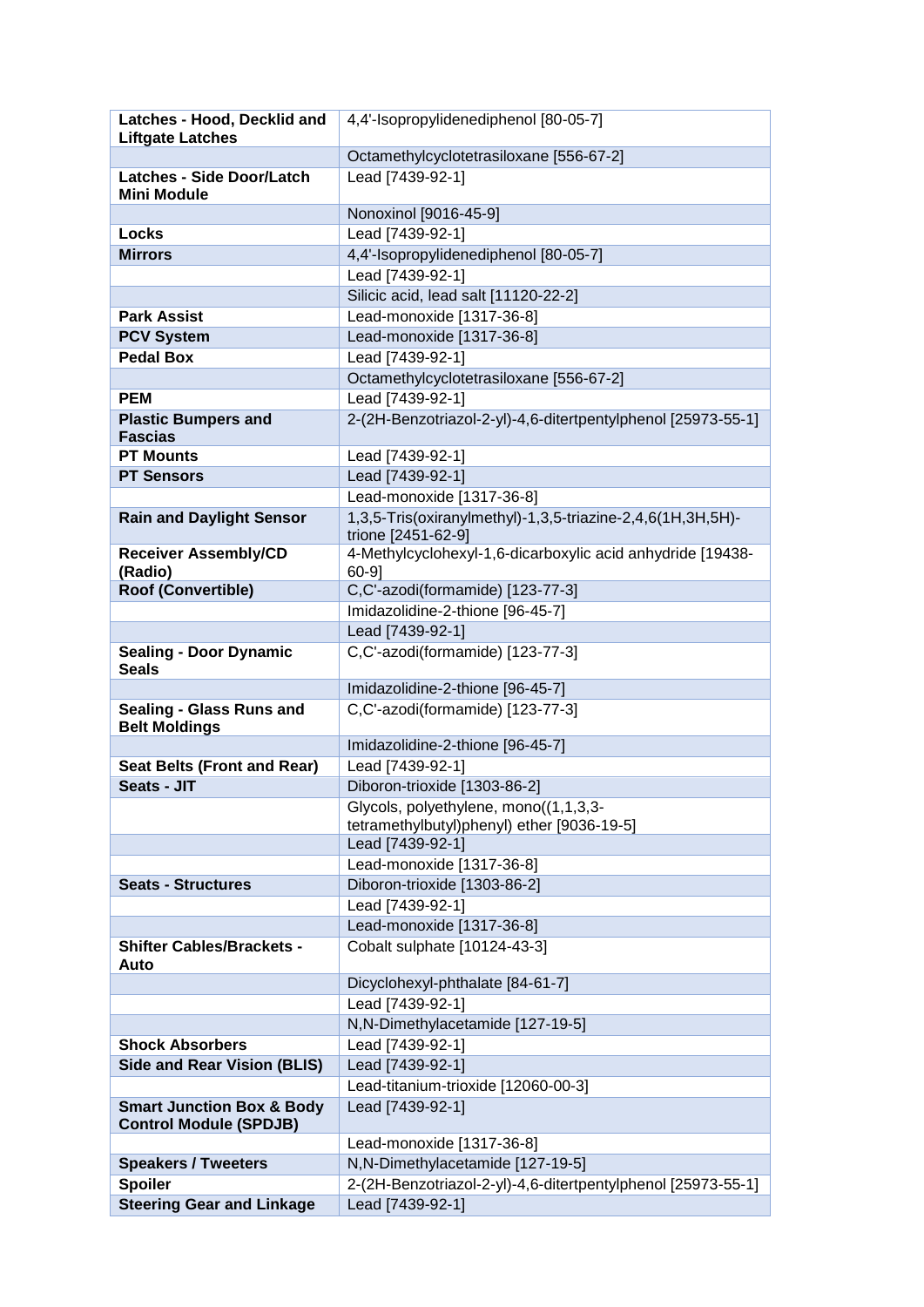| Latches - Hood, Decklid and Liftgate Latches | 4,4'-Isopropylidenediphenol [80-05-7] |
|---|---|
| | Octamethylcyclotetrasiloxane [556-67-2] |
| **Latches - Side Door/Latch Mini Module** | Lead [7439-92-1] |
| | Nonoxinol [9016-45-9] |
| **Locks** | Lead [7439-92-1] |
| **Mirrors** | 4,4'-Isopropylidenediphenol [80-05-7] |
| | Lead [7439-92-1] |
| | Silicic acid, lead salt [11120-22-2] |
| **Park Assist** | Lead-monoxide [1317-36-8] |
| **PCV System** | Lead-monoxide [1317-36-8] |
| **Pedal Box** | Lead [7439-92-1] |
| | Octamethylcyclotetrasiloxane [556-67-2] |
| **PEM** | Lead [7439-92-1] |
| **Plastic Bumpers and Fascias** | 2-(2H-Benzotriazol-2-yl)-4,6-ditertpentylphenol [25973-55-1] |
| **PT Mounts** | Lead [7439-92-1] |
| **PT Sensors** | Lead [7439-92-1] |
| | Lead-monoxide [1317-36-8] |
| **Rain and Daylight Sensor** | 1,3,5-Tris(oxiranylmethyl)-1,3,5-triazine-2,4,6(1H,3H,5H)-trione [2451-62-9] |
| **Receiver Assembly/CD (Radio)** | 4-Methylcyclohexyl-1,6-dicarboxylic acid anhydride [19438-60-9] |
| **Roof (Convertible)** | C,C'-azodi(formamide) [123-77-3] |
| | Imidazolidine-2-thione [96-45-7] |
| | Lead [7439-92-1] |
| **Sealing - Door Dynamic Seals** | C,C'-azodi(formamide) [123-77-3] |
| | Imidazolidine-2-thione [96-45-7] |
| **Sealing - Glass Runs and Belt Moldings** | C,C'-azodi(formamide) [123-77-3] |
| | Imidazolidine-2-thione [96-45-7] |
| **Seat Belts (Front and Rear)** | Lead [7439-92-1] |
| **Seats - JIT** | Diboron-trioxide [1303-86-2] |
| | Glycols, polyethylene, mono((1,1,3,3-tetramethylbutyl)phenyl) ether [9036-19-5] |
| | Lead [7439-92-1] |
| | Lead-monoxide [1317-36-8] |
| **Seats - Structures** | Diboron-trioxide [1303-86-2] |
| | Lead [7439-92-1] |
| | Lead-monoxide [1317-36-8] |
| **Shifter Cables/Brackets - Auto** | Cobalt sulphate [10124-43-3] |
| | Dicyclohexyl-phthalate [84-61-7] |
| | Lead [7439-92-1] |
| | N,N-Dimethylacetamide [127-19-5] |
| **Shock Absorbers** | Lead [7439-92-1] |
| **Side and Rear Vision (BLIS)** | Lead [7439-92-1] |
| | Lead-titanium-trioxide [12060-00-3] |
| **Smart Junction Box & Body Control Module (SPDJB)** | Lead [7439-92-1] |
| | Lead-monoxide [1317-36-8] |
| **Speakers / Tweeters** | N,N-Dimethylacetamide [127-19-5] |
| **Spoiler** | 2-(2H-Benzotriazol-2-yl)-4,6-ditertpentylphenol [25973-55-1] |
| **Steering Gear and Linkage** | Lead [7439-92-1] |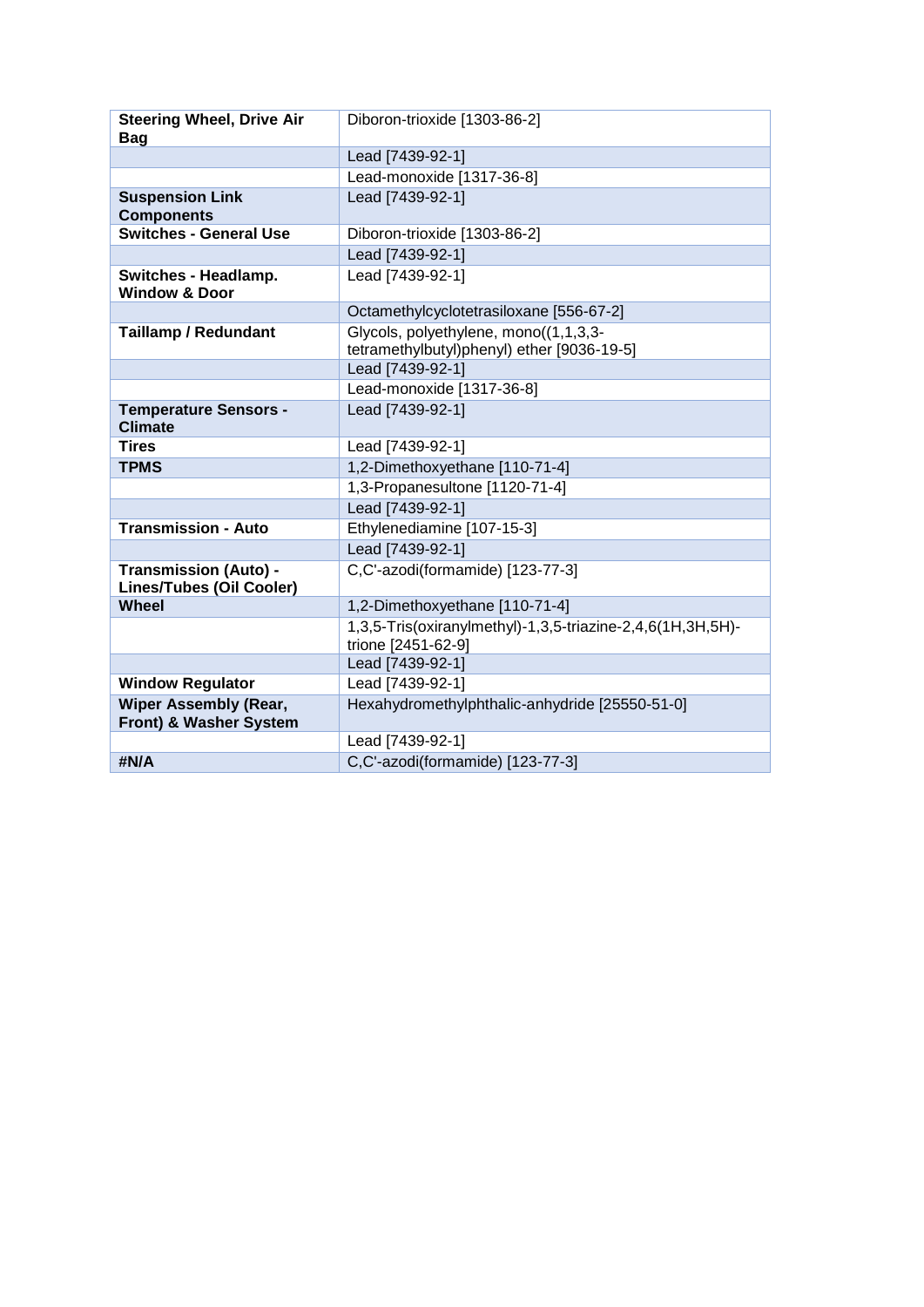| | |
|---|---|
| **Steering Wheel, Drive Air Bag** | Diboron-trioxide [1303-86-2] |
| | Lead [7439-92-1] |
| | Lead-monoxide [1317-36-8] |
| **Suspension Link Components** | Lead [7439-92-1] |
| **Switches - General Use** | Diboron-trioxide [1303-86-2] |
| | Lead [7439-92-1] |
| **Switches - Headlamp. Window & Door** | Lead [7439-92-1] |
| | Octamethylcyclotetrasiloxane [556-67-2] |
| **Taillamp / Redundant** | Glycols, polyethylene, mono((1,1,3,3-tetramethylbutyl)phenyl) ether [9036-19-5] |
| | Lead [7439-92-1] |
| | Lead-monoxide [1317-36-8] |
| **Temperature Sensors - Climate** | Lead [7439-92-1] |
| **Tires** | Lead [7439-92-1] |
| **TPMS** | 1,2-Dimethoxyethane [110-71-4] |
| | 1,3-Propanesultone [1120-71-4] |
| | Lead [7439-92-1] |
| **Transmission - Auto** | Ethylenediamine [107-15-3] |
| | Lead [7439-92-1] |
| **Transmission (Auto) - Lines/Tubes (Oil Cooler)** | C,C'-azodi(formamide) [123-77-3] |
| **Wheel** | 1,2-Dimethoxyethane [110-71-4] |
| | 1,3,5-Tris(oxiranylmethyl)-1,3,5-triazine-2,4,6(1H,3H,5H)-trione [2451-62-9] |
| | Lead [7439-92-1] |
| **Window Regulator** | Lead [7439-92-1] |
| **Wiper Assembly (Rear, Front) & Washer System** | Hexahydromethylphthalic-anhydride [25550-51-0] |
| | Lead [7439-92-1] |
| **#N/A** | C,C'-azodi(formamide) [123-77-3] |